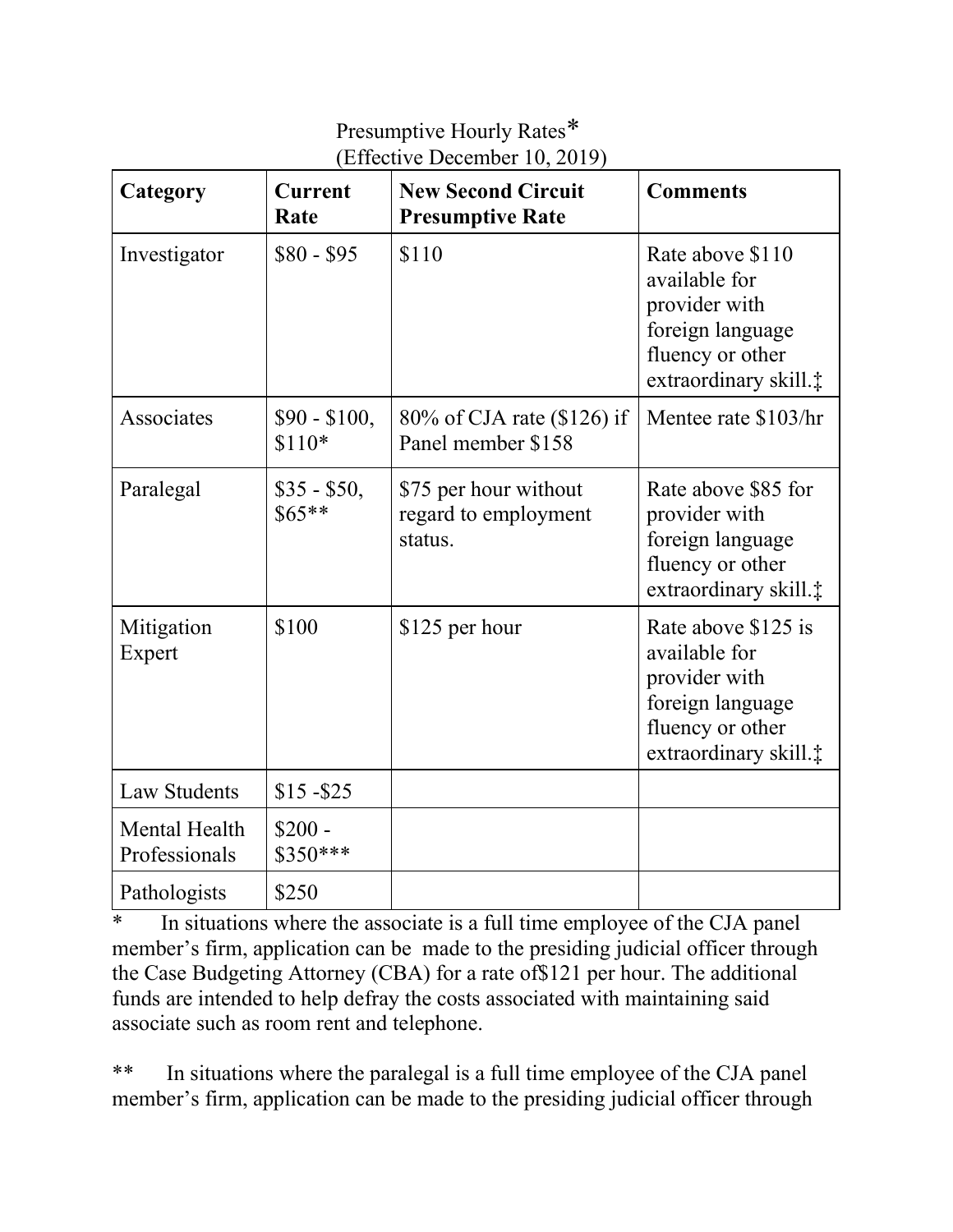Presumptive Hourly Rates*
(Effective December 10, 2019)

| Category | Current Rate | New Second Circuit Presumptive Rate | Comments |
|---|---|---|---|
| Investigator | $80 - $95 | $110 | Rate above $110 available for provider with foreign language fluency or other extraordinary skill.‡ |
| Associates | $90 - $100, $110* | 80% of CJA rate ($126) if Panel member $158 | Mentee rate $103/hr |
| Paralegal | $35 - $50, $65** | $75 per hour without regard to employment status. | Rate above $85 for provider with foreign language fluency or other extraordinary skill.‡ |
| Mitigation Expert | $100 | $125 per hour | Rate above $125 is available for provider with foreign language fluency or other extraordinary skill.‡ |
| Law Students | $15 -$25 | | |
| Mental Health Professionals | $200 - $350*** | | |
| Pathologists | $250 | | |

* In situations where the associate is a full time employee of the CJA panel member's firm, application can be made to the presiding judicial officer through the Case Budgeting Attorney (CBA) for a rate of$121 per hour. The additional funds are intended to help defray the costs associated with maintaining said associate such as room rent and telephone.

** In situations where the paralegal is a full time employee of the CJA panel member's firm, application can be made to the presiding judicial officer through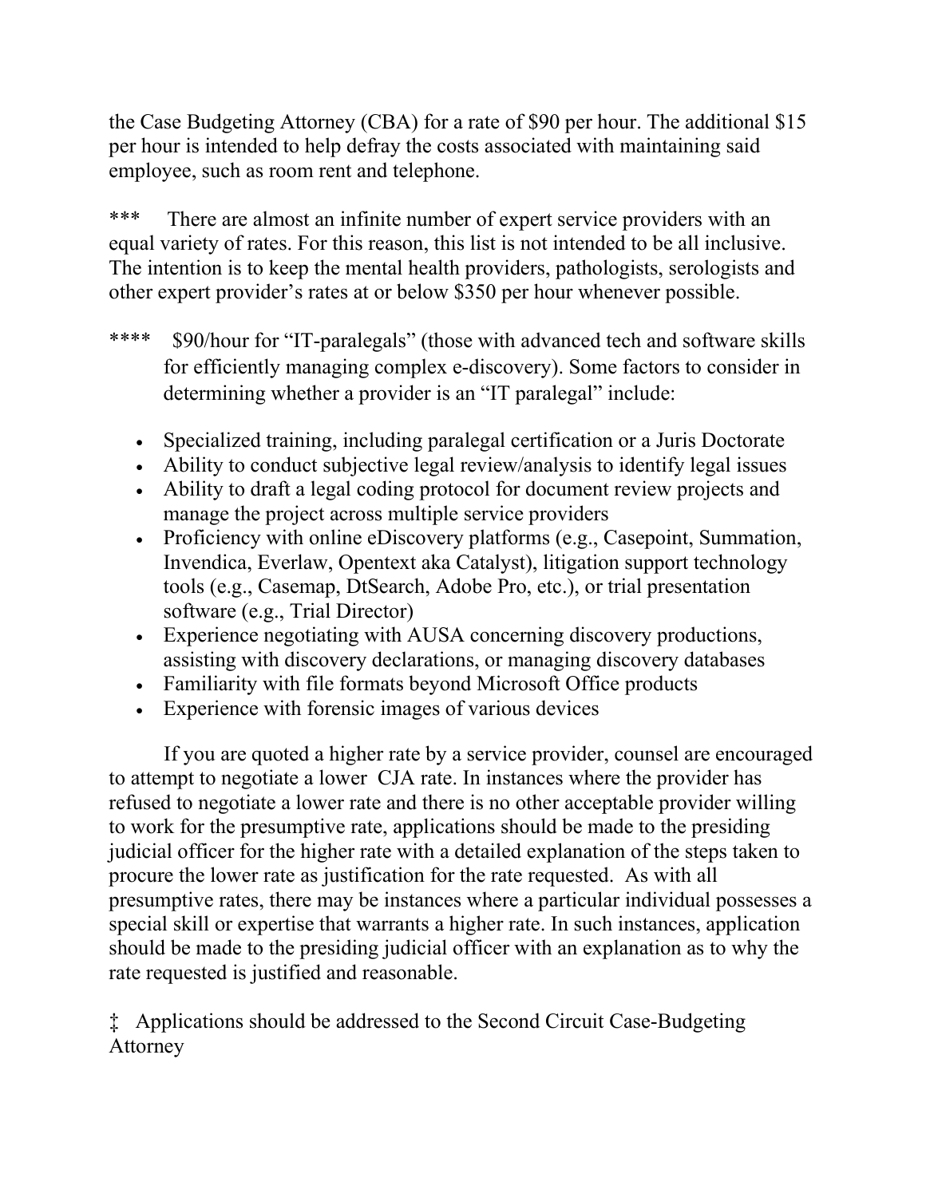the Case Budgeting Attorney (CBA) for a rate of $90 per hour. The additional $15 per hour is intended to help defray the costs associated with maintaining said employee, such as room rent and telephone.

*** There are almost an infinite number of expert service providers with an equal variety of rates. For this reason, this list is not intended to be all inclusive. The intention is to keep the mental health providers, pathologists, serologists and other expert provider's rates at or below $350 per hour whenever possible.

**** $90/hour for "IT-paralegals" (those with advanced tech and software skills for efficiently managing complex e-discovery). Some factors to consider in determining whether a provider is an "IT paralegal" include:

- Specialized training, including paralegal certification or a Juris Doctorate
- Ability to conduct subjective legal review/analysis to identify legal issues
- Ability to draft a legal coding protocol for document review projects and manage the project across multiple service providers
- Proficiency with online eDiscovery platforms (e.g., Casepoint, Summation, Invendica, Everlaw, Opentext aka Catalyst), litigation support technology tools (e.g., Casemap, DtSearch, Adobe Pro, etc.), or trial presentation software (e.g., Trial Director)
- Experience negotiating with AUSA concerning discovery productions, assisting with discovery declarations, or managing discovery databases
- Familiarity with file formats beyond Microsoft Office products
- Experience with forensic images of various devices

If you are quoted a higher rate by a service provider, counsel are encouraged to attempt to negotiate a lower CJA rate. In instances where the provider has refused to negotiate a lower rate and there is no other acceptable provider willing to work for the presumptive rate, applications should be made to the presiding judicial officer for the higher rate with a detailed explanation of the steps taken to procure the lower rate as justification for the rate requested. As with all presumptive rates, there may be instances where a particular individual possesses a special skill or expertise that warrants a higher rate. In such instances, application should be made to the presiding judicial officer with an explanation as to why the rate requested is justified and reasonable.

‡ Applications should be addressed to the Second Circuit Case-Budgeting Attorney